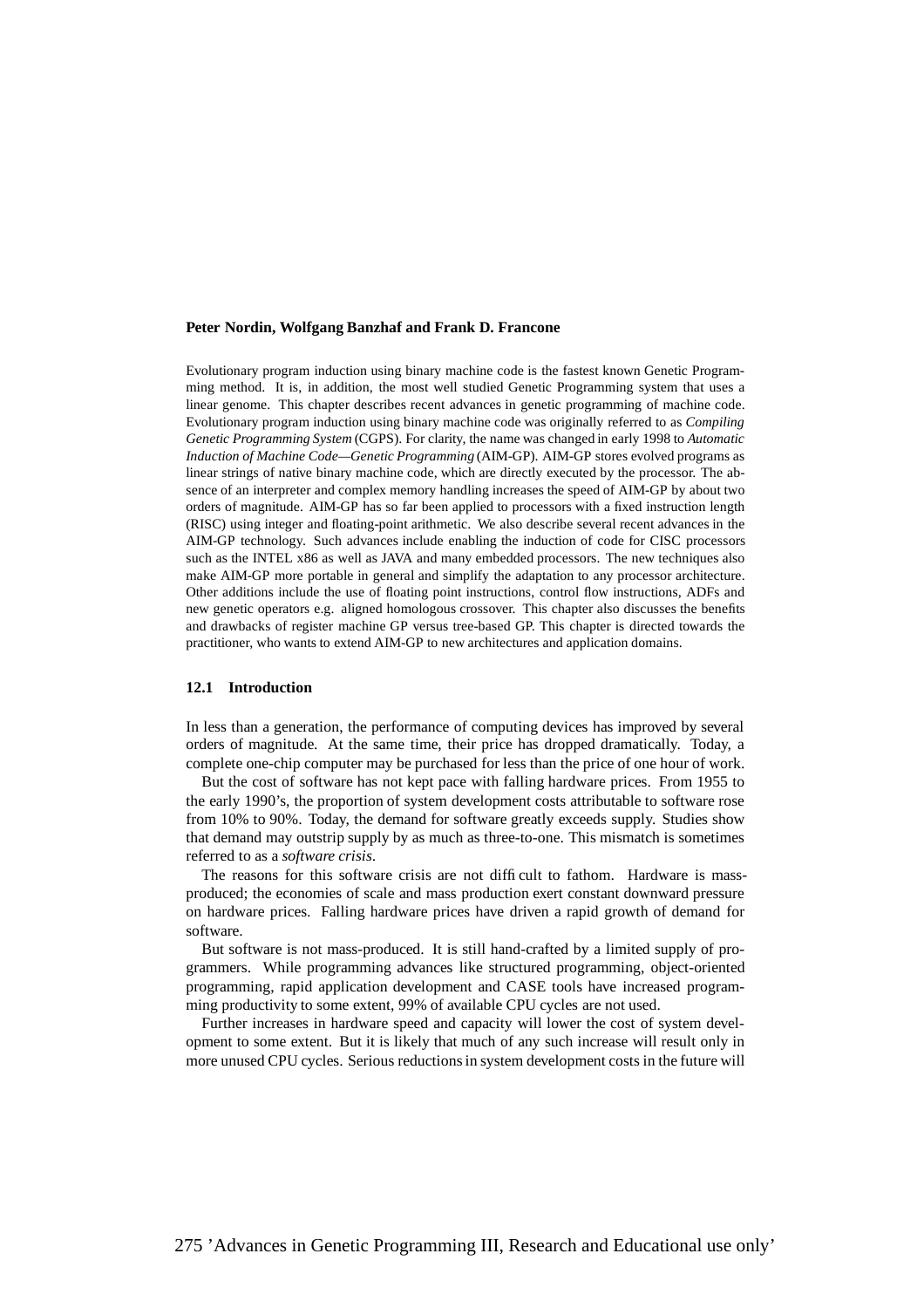**Peter Nordin, Wolfgang Banzhaf and Frank D. Francone**

Evolutionary program induction using binary machine code is the fastest known Genetic Programming method. It is, in addition, the most well studied Genetic Programming system that uses a linear genome. This chapter describes recent advances in genetic programming of machine code. Evolutionary program induction using binary machine code was originally referred to as *Compiling Genetic Programming System* (CGPS). For clarity, the name was changed in early 1998 to *Automatic Induction of Machine Code—Genetic Programming* (AIM-GP). AIM-GP stores evolved programs as linear strings of native binary machine code, which are directly executed by the processor. The absence of an interpreter and complex memory handling increases the speed of AIM-GP by about two orders of magnitude. AIM-GP has so far been applied to processors with a fixed instruction length (RISC) using integer and floating-point arithmetic. We also describe several recent advances in the AIM-GP technology. Such advances include enabling the induction of code for CISC processors such as the INTEL x86 as well as JAVA and many embedded processors. The new techniques also make AIM-GP more portable in general and simplify the adaptation to any processor architecture. Other additions include the use of floating point instructions, control flow instructions, ADFs and new genetic operators e.g. aligned homologous crossover. This chapter also discusses the benefits and drawbacks of register machine GP versus tree-based GP. This chapter is directed towards the practitioner, who wants to extend AIM-GP to new architectures and application domains.

## 12.1 Introduction

In less than a generation, the performance of computing devices has improved by several orders of magnitude. At the same time, their price has dropped dramatically. Today, a complete one-chip computer may be purchased for less than the price of one hour of work.

But the cost of software has not kept pace with falling hardware prices. From 1955 to the early 1990's, the proportion of system development costs attributable to software rose from 10% to 90%. Today, the demand for software greatly exceeds supply. Studies show that demand may outstrip supply by as much as three-to-one. This mismatch is sometimes referred to as a *software crisis*.

The reasons for this software crisis are not difficult to fathom. Hardware is mass-produced; the economies of scale and mass production exert constant downward pressure on hardware prices. Falling hardware prices have driven a rapid growth of demand for software.

But software is not mass-produced. It is still hand-crafted by a limited supply of programmers. While programming advances like structured programming, object-oriented programming, rapid application development and CASE tools have increased programming productivity to some extent, 99% of available CPU cycles are not used.

Further increases in hardware speed and capacity will lower the cost of system development to some extent. But it is likely that much of any such increase will result only in more unused CPU cycles. Serious reductions in system development costs in the future will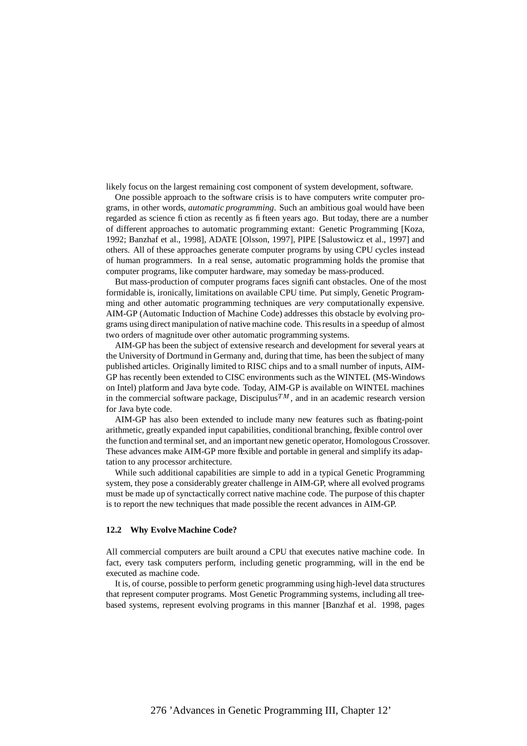likely focus on the largest remaining cost component of system development, software.

One possible approach to the software crisis is to have computers write computer programs, in other words, *automatic programming*. Such an ambitious goal would have been regarded as science fiction as recently as fifteen years ago. But today, there are a number of different approaches to automatic programming extant: Genetic Programming [Koza, 1992; Banzhaf et al., 1998], ADATE [Olsson, 1997], PIPE [Salustowicz et al., 1997] and others. All of these approaches generate computer programs by using CPU cycles instead of human programmers. In a real sense, automatic programming holds the promise that computer programs, like computer hardware, may someday be mass-produced.

But mass-production of computer programs faces significant obstacles. One of the most formidable is, ironically, limitations on available CPU time. Put simply, Genetic Programming and other automatic programming techniques are *very* computationally expensive. AIM-GP (Automatic Induction of Machine Code) addresses this obstacle by evolving programs using direct manipulation of native machine code. This results in a speedup of almost two orders of magnitude over other automatic programming systems.

AIM-GP has been the subject of extensive research and development for several years at the University of Dortmund in Germany and, during that time, has been the subject of many published articles. Originally limited to RISC chips and to a small number of inputs, AIM-GP has recently been extended to CISC environments such as the WINTEL (MS-Windows on Intel) platform and Java byte code. Today, AIM-GP is available on WINTEL machines in the commercial software package, Discipulus$^{TM}$, and in an academic research version for Java byte code.

AIM-GP has also been extended to include many new features such as floating-point arithmetic, greatly expanded input capabilities, conditional branching, flexible control over the function and terminal set, and an important new genetic operator, Homologous Crossover. These advances make AIM-GP more flexible and portable in general and simplify its adaptation to any processor architecture.

While such additional capabilities are simple to add in a typical Genetic Programming system, they pose a considerably greater challenge in AIM-GP, where all evolved programs must be made up of synctactically correct native machine code. The purpose of this chapter is to report the new techniques that made possible the recent advances in AIM-GP.

### 12.2 Why Evolve Machine Code?

All commercial computers are built around a CPU that executes native machine code. In fact, every task computers perform, including genetic programming, will in the end be executed as machine code.

It is, of course, possible to perform genetic programming using high-level data structures that represent computer programs. Most Genetic Programming systems, including all tree-based systems, represent evolving programs in this manner [Banzhaf et al. 1998, pages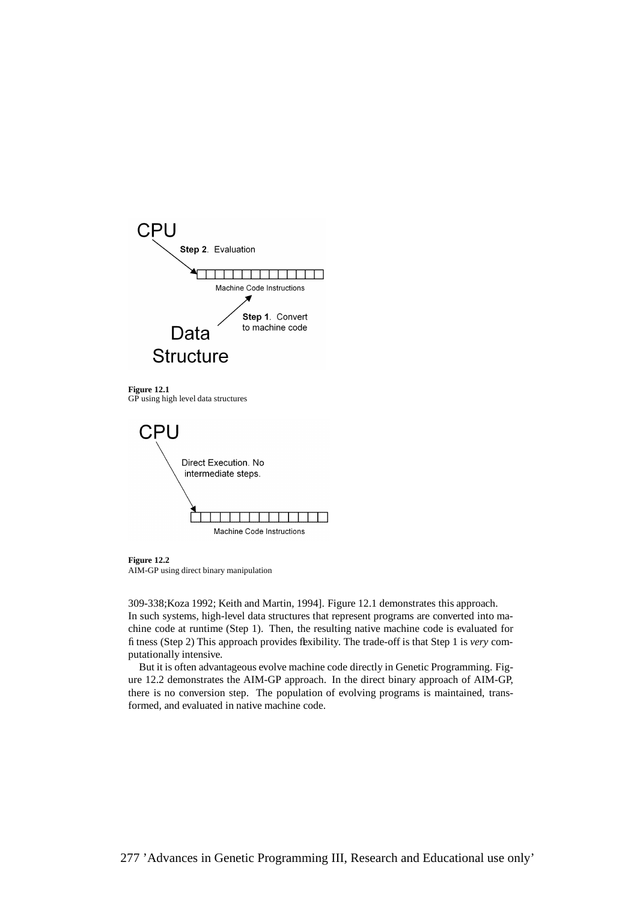**Figure 12.1**
GP using high level data structures

**Figure 12.2**
AIM-GP using direct binary manipulation

309-338;Koza 1992; Keith and Martin, 1994]. Figure 12.1 demonstrates this approach. In such systems, high-level data structures that represent programs are converted into machine code at runtime (Step 1). Then, the resulting native machine code is evaluated for fitness (Step 2) This approach provides flexibility. The trade-off is that Step 1 is *very* computationally intensive.

But it is often advantageous evolve machine code directly in Genetic Programming. Figure 12.2 demonstrates the AIM-GP approach. In the direct binary approach of AIM-GP, there is no conversion step. The population of evolving programs is maintained, transformed, and evaluated in native machine code.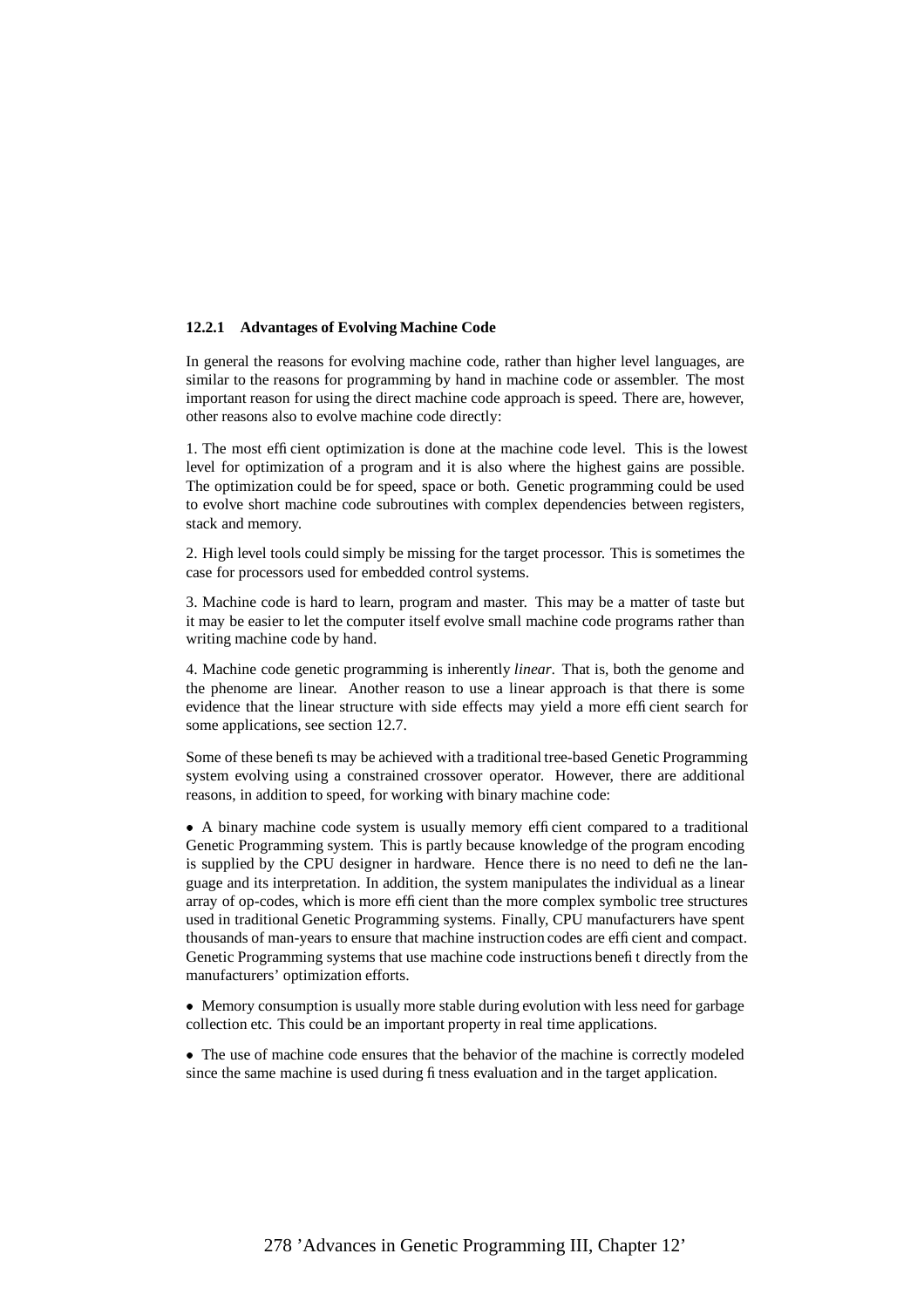### 12.2.1 Advantages of Evolving Machine Code

In general the reasons for evolving machine code, rather than higher level languages, are similar to the reasons for programming by hand in machine code or assembler. The most important reason for using the direct machine code approach is speed. There are, however, other reasons also to evolve machine code directly:

1. The most efficient optimization is done at the machine code level. This is the lowest level for optimization of a program and it is also where the highest gains are possible. The optimization could be for speed, space or both. Genetic programming could be used to evolve short machine code subroutines with complex dependencies between registers, stack and memory.

2. High level tools could simply be missing for the target processor. This is sometimes the case for processors used for embedded control systems.

3. Machine code is hard to learn, program and master. This may be a matter of taste but it may be easier to let the computer itself evolve small machine code programs rather than writing machine code by hand.

4. Machine code genetic programming is inherently *linear*. That is, both the genome and the phenome are linear. Another reason to use a linear approach is that there is some evidence that the linear structure with side effects may yield a more efficient search for some applications, see section 12.7.

Some of these benefits may be achieved with a traditional tree-based Genetic Programming system evolving using a constrained crossover operator. However, there are additional reasons, in addition to speed, for working with binary machine code:

- A binary machine code system is usually memory efficient compared to a traditional Genetic Programming system. This is partly because knowledge of the program encoding is supplied by the CPU designer in hardware. Hence there is no need to define the language and its interpretation. In addition, the system manipulates the individual as a linear array of op-codes, which is more efficient than the more complex symbolic tree structures used in traditional Genetic Programming systems. Finally, CPU manufacturers have spent thousands of man-years to ensure that machine instruction codes are efficient and compact. Genetic Programming systems that use machine code instructions benefit directly from the manufacturers' optimization efforts.

- Memory consumption is usually more stable during evolution with less need for garbage collection etc. This could be an important property in real time applications.

- The use of machine code ensures that the behavior of the machine is correctly modeled since the same machine is used during fitness evaluation and in the target application.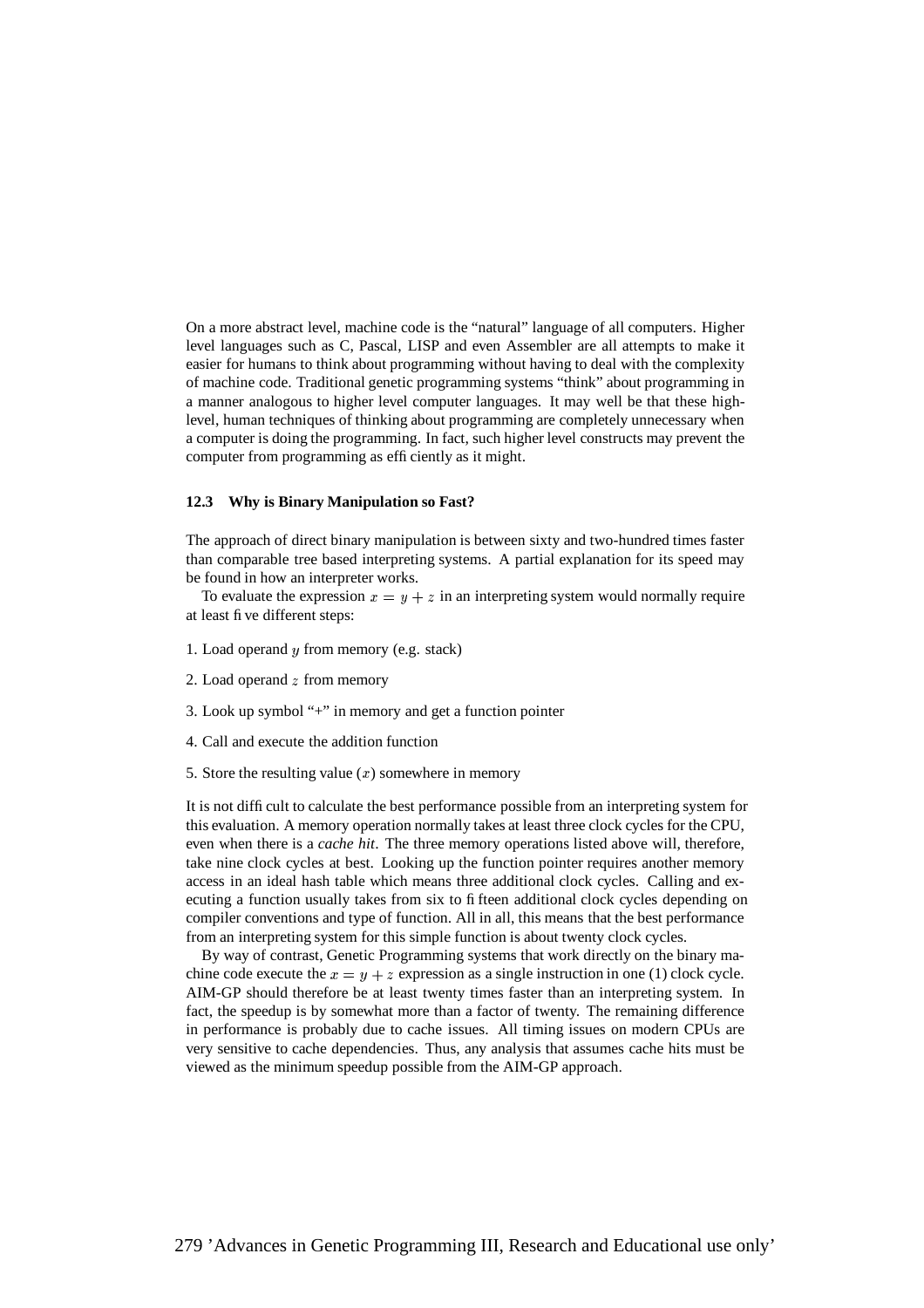On a more abstract level, machine code is the "natural" language of all computers. Higher level languages such as C, Pascal, LISP and even Assembler are all attempts to make it easier for humans to think about programming without having to deal with the complexity of machine code. Traditional genetic programming systems "think" about programming in a manner analogous to higher level computer languages. It may well be that these high-level, human techniques of thinking about programming are completely unnecessary when a computer is doing the programming. In fact, such higher level constructs may prevent the computer from programming as efficiently as it might.

### 12.3 Why is Binary Manipulation so Fast?

The approach of direct binary manipulation is between sixty and two-hundred times faster than comparable tree based interpreting systems. A partial explanation for its speed may be found in how an interpreter works.

To evaluate the expression $x = y + z$ in an interpreting system would normally require at least five different steps:

1. Load operand $y$ from memory (e.g. stack)
2. Load operand $z$ from memory
3. Look up symbol "+" in memory and get a function pointer
4. Call and execute the addition function
5. Store the resulting value ($x$) somewhere in memory

It is not difficult to calculate the best performance possible from an interpreting system for this evaluation. A memory operation normally takes at least three clock cycles for the CPU, even when there is a *cache hit*. The three memory operations listed above will, therefore, take nine clock cycles at best. Looking up the function pointer requires another memory access in an ideal hash table which means three additional clock cycles. Calling and executing a function usually takes from six to fifteen additional clock cycles depending on compiler conventions and type of function. All in all, this means that the best performance from an interpreting system for this simple function is about twenty clock cycles.

By way of contrast, Genetic Programming systems that work directly on the binary machine code execute the $x = y + z$ expression as a single instruction in one (1) clock cycle. AIM-GP should therefore be at least twenty times faster than an interpreting system. In fact, the speedup is by somewhat more than a factor of twenty. The remaining difference in performance is probably due to cache issues. All timing issues on modern CPUs are very sensitive to cache dependencies. Thus, any analysis that assumes cache hits must be viewed as the minimum speedup possible from the AIM-GP approach.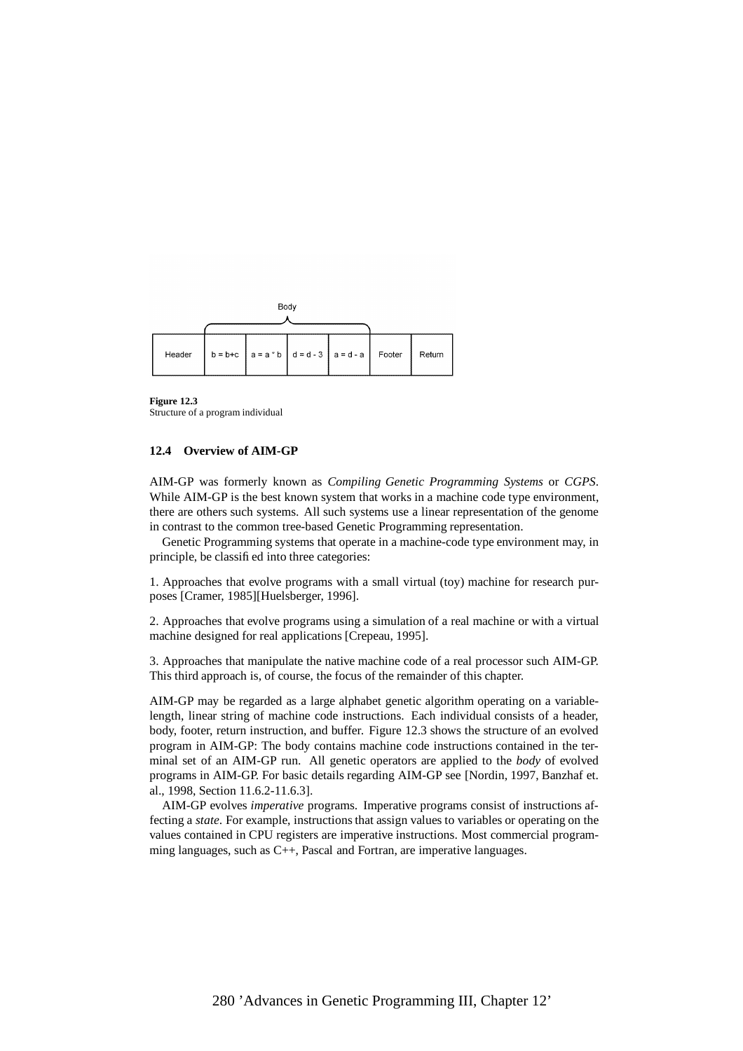| | Body | | | | | |
|---|---|---|---|---|---|---|
| Header | b = b+c | a = a * b | d = d - 3 | a = d - a | Footer | Return |

**Figure 12.3**
Structure of a program individual

### 12.4 Overview of AIM-GP

AIM-GP was formerly known as *Compiling Genetic Programming Systems* or *CGPS*. While AIM-GP is the best known system that works in a machine code type environment, there are others such systems. All such systems use a linear representation of the genome in contrast to the common tree-based Genetic Programming representation.

Genetic Programming systems that operate in a machine-code type environment may, in principle, be classified into three categories:

1. Approaches that evolve programs with a small virtual (toy) machine for research purposes [Cramer, 1985][Huelsberger, 1996].

2. Approaches that evolve programs using a simulation of a real machine or with a virtual machine designed for real applications [Crepeau, 1995].

3. Approaches that manipulate the native machine code of a real processor such AIM-GP. This third approach is, of course, the focus of the remainder of this chapter.

AIM-GP may be regarded as a large alphabet genetic algorithm operating on a variable-length, linear string of machine code instructions. Each individual consists of a header, body, footer, return instruction, and buffer. Figure 12.3 shows the structure of an evolved program in AIM-GP: The body contains machine code instructions contained in the terminal set of an AIM-GP run. All genetic operators are applied to the *body* of evolved programs in AIM-GP. For basic details regarding AIM-GP see [Nordin, 1997, Banzhaf et. al., 1998, Section 11.6.2-11.6.3].

AIM-GP evolves *imperative* programs. Imperative programs consist of instructions affecting a *state*. For example, instructions that assign values to variables or operating on the values contained in CPU registers are imperative instructions. Most commercial programming languages, such as C++, Pascal and Fortran, are imperative languages.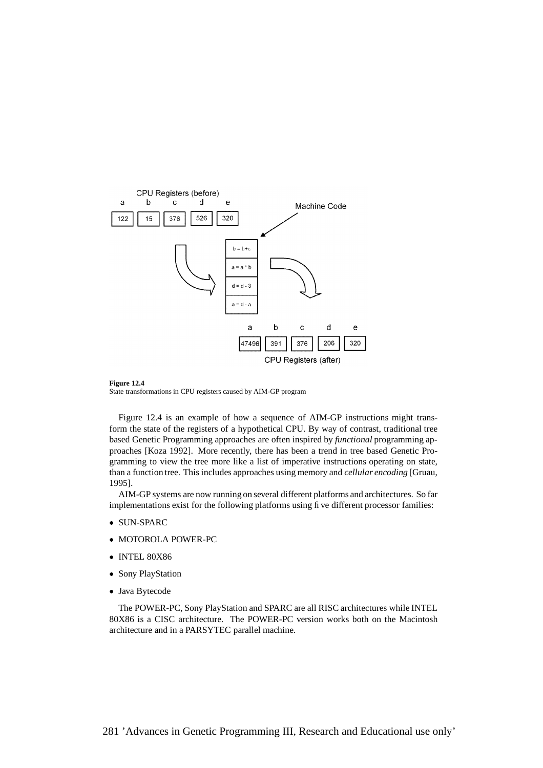**Figure 12.4**
State transformations in CPU registers caused by AIM-GP program

Figure 12.4 is an example of how a sequence of AIM-GP instructions might transform the state of the registers of a hypothetical CPU. By way of contrast, traditional tree based Genetic Programming approaches are often inspired by *functional* programming approaches [Koza 1992]. More recently, there has been a trend in tree based Genetic Programming to view the tree more like a list of imperative instructions operating on state, than a function tree. This includes approaches using memory and *cellular encoding* [Gruau, 1995].

AIM-GP systems are now running on several different platforms and architectures. So far implementations exist for the following platforms using five different processor families:

- SUN-SPARC
- MOTOROLA POWER-PC
- INTEL 80X86
- Sony PlayStation
- Java Bytecode

The POWER-PC, Sony PlayStation and SPARC are all RISC architectures while INTEL 80X86 is a CISC architecture. The POWER-PC version works both on the Macintosh architecture and in a PARSYTEC parallel machine.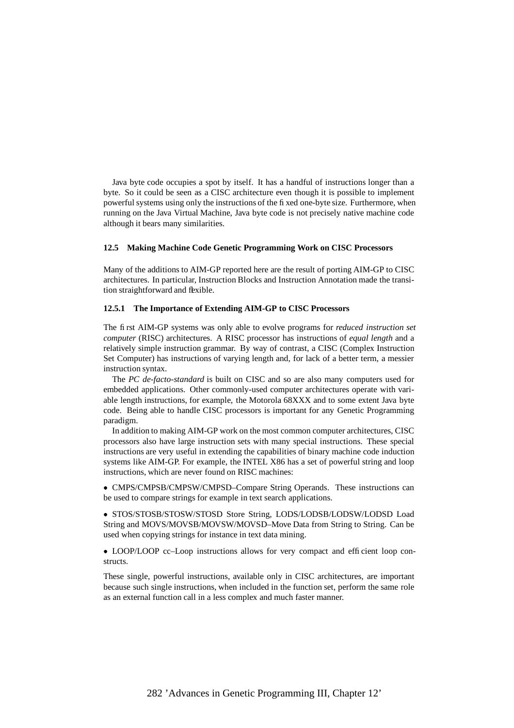Java byte code occupies a spot by itself. It has a handful of instructions longer than a byte. So it could be seen as a CISC architecture even though it is possible to implement powerful systems using only the instructions of the fixed one-byte size. Furthermore, when running on the Java Virtual Machine, Java byte code is not precisely native machine code although it bears many similarities.

## 12.5 Making Machine Code Genetic Programming Work on CISC Processors

Many of the additions to AIM-GP reported here are the result of porting AIM-GP to CISC architectures. In particular, Instruction Blocks and Instruction Annotation made the transition straightforward and flexible.

### 12.5.1 The Importance of Extending AIM-GP to CISC Processors

The first AIM-GP systems was only able to evolve programs for *reduced instruction set computer* (RISC) architectures. A RISC processor has instructions of *equal length* and a relatively simple instruction grammar. By way of contrast, a CISC (Complex Instruction Set Computer) has instructions of varying length and, for lack of a better term, a messier instruction syntax.

The *PC de-facto-standard* is built on CISC and so are also many computers used for embedded applications. Other commonly-used computer architectures operate with variable length instructions, for example, the Motorola 68XXX and to some extent Java byte code. Being able to handle CISC processors is important for any Genetic Programming paradigm.

In addition to making AIM-GP work on the most common computer architectures, CISC processors also have large instruction sets with many special instructions. These special instructions are very useful in extending the capabilities of binary machine code induction systems like AIM-GP. For example, the INTEL X86 has a set of powerful string and loop instructions, which are never found on RISC machines:

- CMPS/CMPSB/CMPSW/CMPSD–Compare String Operands. These instructions can be used to compare strings for example in text search applications.
- STOS/STOSB/STOSW/STOSD Store String, LODS/LODSB/LODSW/LODSD Load String and MOVS/MOVSB/MOVSW/MOVSD–Move Data from String to String. Can be used when copying strings for instance in text data mining.
- LOOP/LOOP cc–Loop instructions allows for very compact and efficient loop constructs.

These single, powerful instructions, available only in CISC architectures, are important because such single instructions, when included in the function set, perform the same role as an external function call in a less complex and much faster manner.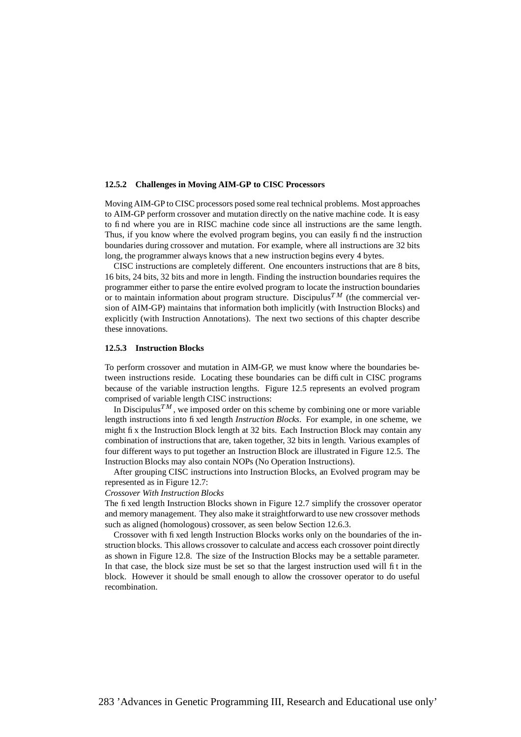### 12.5.2 Challenges in Moving AIM-GP to CISC Processors

Moving AIM-GP to CISC processors posed some real technical problems. Most approaches to AIM-GP perform crossover and mutation directly on the native machine code. It is easy to find where you are in RISC machine code since all instructions are the same length. Thus, if you know where the evolved program begins, you can easily find the instruction boundaries during crossover and mutation. For example, where all instructions are 32 bits long, the programmer always knows that a new instruction begins every 4 bytes.

CISC instructions are completely different. One encounters instructions that are 8 bits, 16 bits, 24 bits, 32 bits and more in length. Finding the instruction boundaries requires the programmer either to parse the entire evolved program to locate the instruction boundaries or to maintain information about program structure. Discipulus$^{TM}$ (the commercial version of AIM-GP) maintains that information both implicitly (with Instruction Blocks) and explicitly (with Instruction Annotations). The next two sections of this chapter describe these innovations.

### 12.5.3 Instruction Blocks

To perform crossover and mutation in AIM-GP, we must know where the boundaries between instructions reside. Locating these boundaries can be difficult in CISC programs because of the variable instruction lengths. Figure 12.5 represents an evolved program comprised of variable length CISC instructions:

In Discipulus$^{TM}$, we imposed order on this scheme by combining one or more variable length instructions into fixed length *Instruction Blocks*. For example, in one scheme, we might fix the Instruction Block length at 32 bits. Each Instruction Block may contain any combination of instructions that are, taken together, 32 bits in length. Various examples of four different ways to put together an Instruction Block are illustrated in Figure 12.5. The Instruction Blocks may also contain NOPs (No Operation Instructions).

After grouping CISC instructions into Instruction Blocks, an Evolved program may be represented as in Figure 12.7:

*Crossover With Instruction Blocks*

The fixed length Instruction Blocks shown in Figure 12.7 simplify the crossover operator and memory management. They also make it straightforward to use new crossover methods such as aligned (homologous) crossover, as seen below Section 12.6.3.

Crossover with fixed length Instruction Blocks works only on the boundaries of the instruction blocks. This allows crossover to calculate and access each crossover point directly as shown in Figure 12.8. The size of the Instruction Blocks may be a settable parameter. In that case, the block size must be set so that the largest instruction used will fit in the block. However it should be small enough to allow the crossover operator to do useful recombination.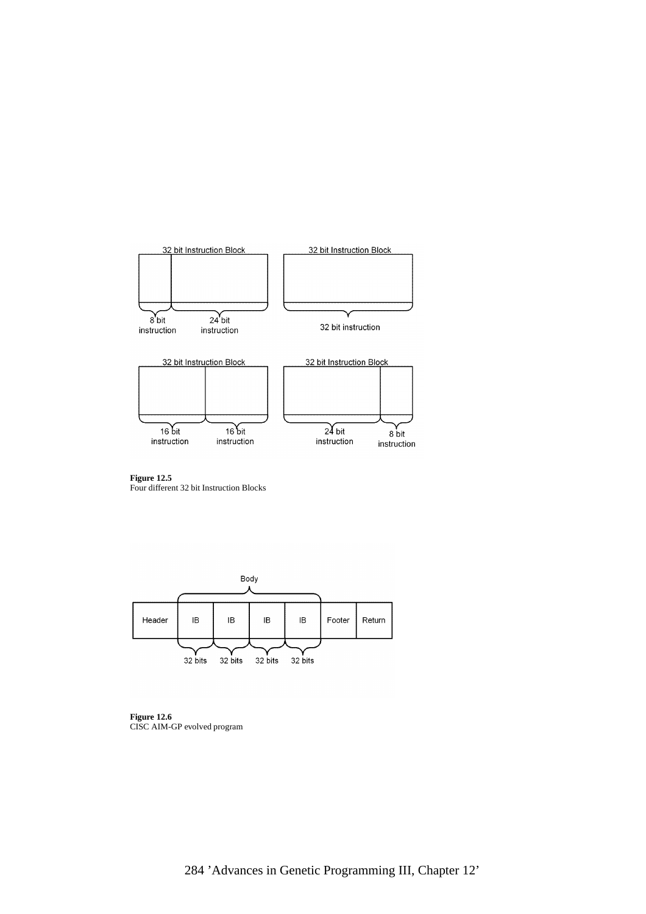**Figure 12.5**
Four different 32 bit Instruction Blocks

**Figure 12.6**
CISC AIM-GP evolved program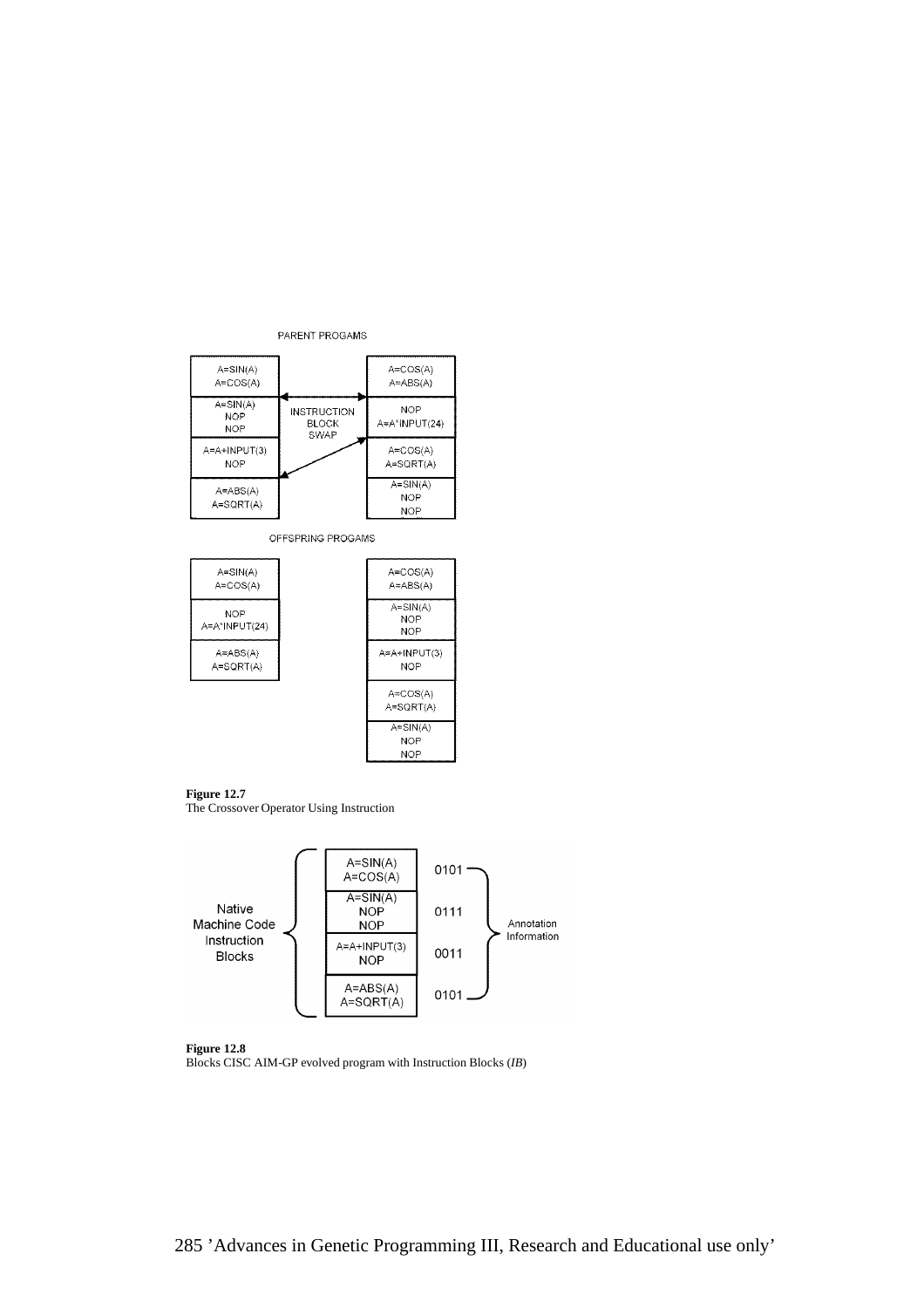PARENT PROGAMS

| A=SIN(A) A=COS(A) | | A=COS(A) A=ABS(A) |
|---|---|---|
| A=SIN(A) NOP NOP | INSTRUCTION BLOCK SWAP | NOP A=A*INPUT(24) |
| A=A+INPUT(3) NOP | | A=COS(A) A=SQRT(A) |
| A=ABS(A) A=SQRT(A) | | A=SIN(A) NOP NOP |

OFFSPRING PROGAMS

| | |
|---|---|
| A=SIN(A) A=COS(A) | A=COS(A) A=ABS(A) |
| NOP A=A*INPUT(24) | A=SIN(A) NOP NOP |
| A=ABS(A) A=SQRT(A) | A=A+INPUT(3) NOP |
| | A=COS(A) A=SQRT(A) |
| | A=SIN(A) NOP NOP |

**Figure 12.7**
The Crossover Operator Using Instruction

Native Machine Code Instruction Blocks

| Instruction Block | Annotation Information |
|---|---|
| A=SIN(A) A=COS(A) | 0101 |
| A=SIN(A) NOP NOP | 0111 |
| A=A+INPUT(3) NOP | 0011 |
| A=ABS(A) A=SQRT(A) | 0101 |

**Figure 12.8**
Blocks CISC AIM-GP evolved program with Instruction Blocks (*IB*)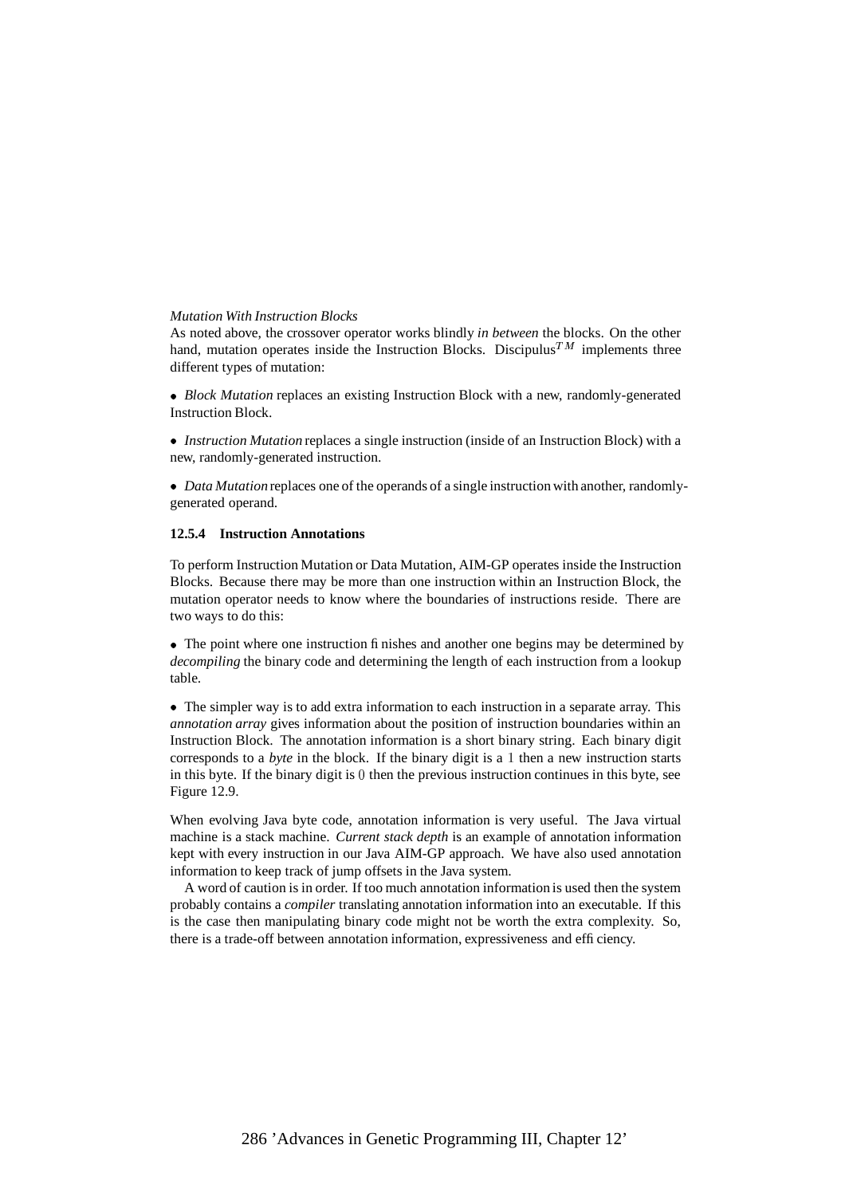*Mutation With Instruction Blocks*

As noted above, the crossover operator works blindly *in between* the blocks. On the other hand, mutation operates inside the Instruction Blocks. Discipulus$^{TM}$ implements three different types of mutation:

- *Block Mutation* replaces an existing Instruction Block with a new, randomly-generated Instruction Block.
- *Instruction Mutation* replaces a single instruction (inside of an Instruction Block) with a new, randomly-generated instruction.
- *Data Mutation* replaces one of the operands of a single instruction with another, randomly-generated operand.

### 12.5.4 Instruction Annotations

To perform Instruction Mutation or Data Mutation, AIM-GP operates inside the Instruction Blocks. Because there may be more than one instruction within an Instruction Block, the mutation operator needs to know where the boundaries of instructions reside. There are two ways to do this:

- The point where one instruction finishes and another one begins may be determined by *decompiling* the binary code and determining the length of each instruction from a lookup table.
- The simpler way is to add extra information to each instruction in a separate array. This *annotation array* gives information about the position of instruction boundaries within an Instruction Block. The annotation information is a short binary string. Each binary digit corresponds to a *byte* in the block. If the binary digit is a 1 then a new instruction starts in this byte. If the binary digit is 0 then the previous instruction continues in this byte, see Figure 12.9.

When evolving Java byte code, annotation information is very useful. The Java virtual machine is a stack machine. *Current stack depth* is an example of annotation information kept with every instruction in our Java AIM-GP approach. We have also used annotation information to keep track of jump offsets in the Java system.

A word of caution is in order. If too much annotation information is used then the system probably contains a *compiler* translating annotation information into an executable. If this is the case then manipulating binary code might not be worth the extra complexity. So, there is a trade-off between annotation information, expressiveness and efficiency.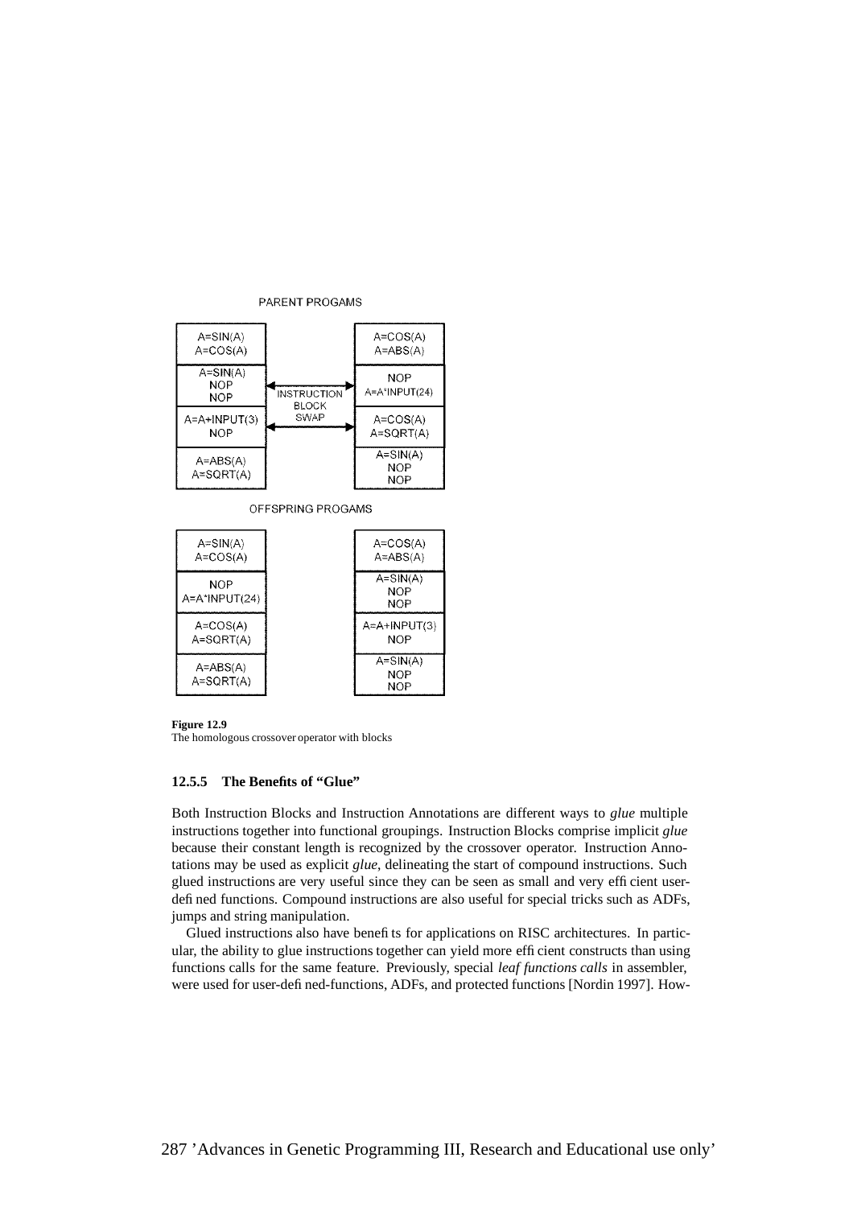PARENT PROGAMS

| A=SIN(A) A=COS(A) | | A=COS(A) A=ABS(A) |
|---|---|---|
| A=SIN(A) NOP NOP | INSTRUCTION BLOCK SWAP | NOP A=A*INPUT(24) |
| A=A+INPUT(3) NOP | | A=COS(A) A=SQRT(A) |
| A=ABS(A) A=SQRT(A) | | A=SIN(A) NOP NOP |

OFFSPRING PROGAMS

| A=SIN(A) A=COS(A) | A=COS(A) A=ABS(A) |
|---|---|
| NOP A=A*INPUT(24) | A=SIN(A) NOP NOP |
| A=COS(A) A=SQRT(A) | A=A+INPUT(3) NOP |
| A=ABS(A) A=SQRT(A) | A=SIN(A) NOP NOP |

**Figure 12.9**
The homologous crossover operator with blocks

### 12.5.5 The Benefits of "Glue"

Both Instruction Blocks and Instruction Annotations are different ways to *glue* multiple instructions together into functional groupings. Instruction Blocks comprise implicit *glue* because their constant length is recognized by the crossover operator. Instruction Annotations may be used as explicit *glue*, delineating the start of compound instructions. Such glued instructions are very useful since they can be seen as small and very efficient user-defined functions. Compound instructions are also useful for special tricks such as ADFs, jumps and string manipulation.

Glued instructions also have benefits for applications on RISC architectures. In particular, the ability to glue instructions together can yield more efficient constructs than using functions calls for the same feature. Previously, special *leaf functions calls* in assembler, were used for user-defined-functions, ADFs, and protected functions [Nordin 1997]. How-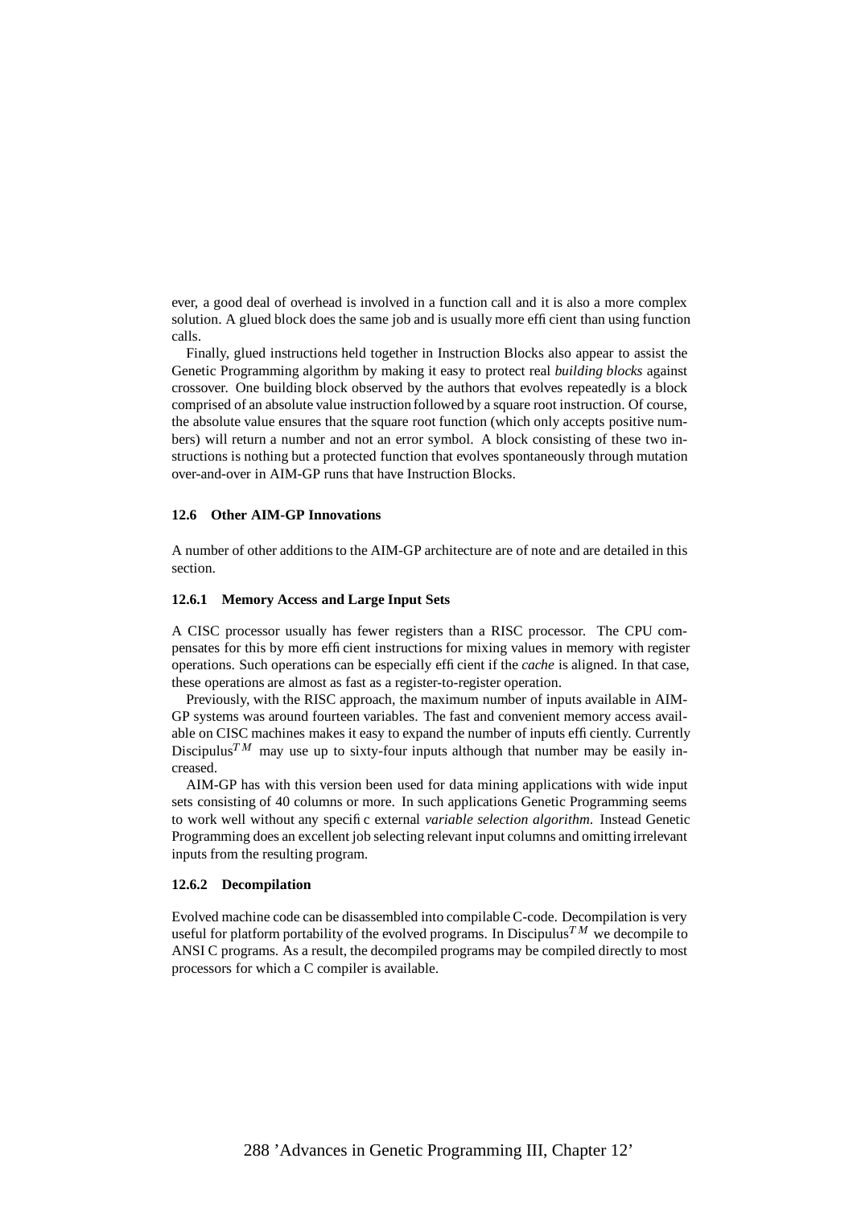ever, a good deal of overhead is involved in a function call and it is also a more complex solution. A glued block does the same job and is usually more efficient than using function calls.

Finally, glued instructions held together in Instruction Blocks also appear to assist the Genetic Programming algorithm by making it easy to protect real *building blocks* against crossover. One building block observed by the authors that evolves repeatedly is a block comprised of an absolute value instruction followed by a square root instruction. Of course, the absolute value ensures that the square root function (which only accepts positive numbers) will return a number and not an error symbol. A block consisting of these two instructions is nothing but a protected function that evolves spontaneously through mutation over-and-over in AIM-GP runs that have Instruction Blocks.

### 12.6 Other AIM-GP Innovations

A number of other additions to the AIM-GP architecture are of note and are detailed in this section.

#### 12.6.1 Memory Access and Large Input Sets

A CISC processor usually has fewer registers than a RISC processor. The CPU compensates for this by more efficient instructions for mixing values in memory with register operations. Such operations can be especially efficient if the *cache* is aligned. In that case, these operations are almost as fast as a register-to-register operation.

Previously, with the RISC approach, the maximum number of inputs available in AIM-GP systems was around fourteen variables. The fast and convenient memory access available on CISC machines makes it easy to expand the number of inputs efficiently. Currently Discipulus$^{TM}$ may use up to sixty-four inputs although that number may be easily increased.

AIM-GP has with this version been used for data mining applications with wide input sets consisting of 40 columns or more. In such applications Genetic Programming seems to work well without any specific external *variable selection algorithm*. Instead Genetic Programming does an excellent job selecting relevant input columns and omitting irrelevant inputs from the resulting program.

#### 12.6.2 Decompilation

Evolved machine code can be disassembled into compilable C-code. Decompilation is very useful for platform portability of the evolved programs. In Discipulus$^{TM}$ we decompile to ANSI C programs. As a result, the decompiled programs may be compiled directly to most processors for which a C compiler is available.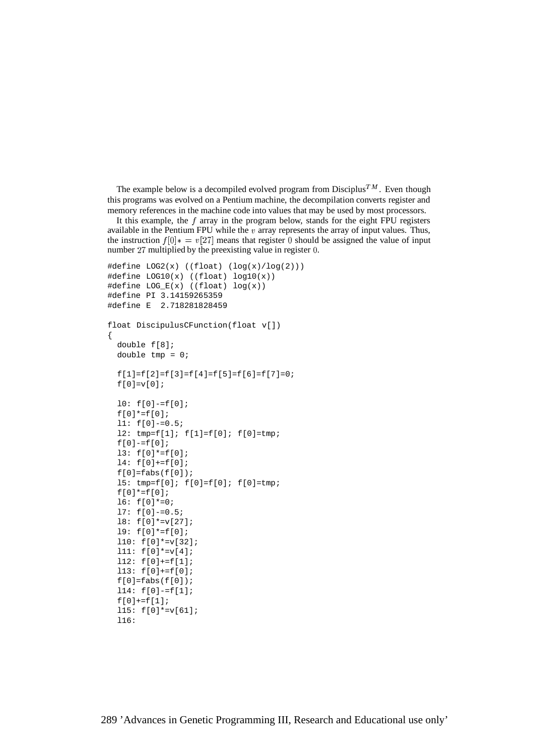The example below is a decompiled evolved program from Disciplus$^{TM}$. Even though this programs was evolved on a Pentium machine, the decompilation converts register and memory references in the machine code into values that may be used by most processors.

It this example, the $f$ array in the program below, stands for the eight FPU registers available in the Pentium FPU while the $v$ array represents the array of input values. Thus, the instruction $f[0]* = v[27]$ means that register $0$ should be assigned the value of input number $27$ multiplied by the preexisting value in register $0$.

```
#define LOG2(x) ((float) (log(x)/log(2)))
#define LOG10(x) ((float) log10(x))
#define LOG_E(x) ((float) log(x))
#define PI 3.14159265359
#define E  2.718281828459

float DiscipulusCFunction(float v[])
{
  double f[8];
  double tmp = 0;

  f[1]=f[2]=f[3]=f[4]=f[5]=f[6]=f[7]=0;
  f[0]=v[0];

  l0: f[0]-=f[0];
  f[0]*=f[0];
  l1: f[0]-=0.5;
  l2: tmp=f[1]; f[1]=f[0]; f[0]=tmp;
  f[0]-=f[0];
  l3: f[0]*=f[0];
  l4: f[0]+=f[0];
  f[0]=fabs(f[0]);
  l5: tmp=f[0]; f[0]=f[0]; f[0]=tmp;
  f[0]*=f[0];
  l6: f[0]*=0;
  l7: f[0]-=0.5;
  l8: f[0]*=v[27];
  l9: f[0]*=f[0];
  l10: f[0]*=v[32];
  l11: f[0]*=v[4];
  l12: f[0]+=f[1];
  l13: f[0]+=f[0];
  f[0]=fabs(f[0]);
  l14: f[0]-=f[1];
  f[0]+=f[1];
  l15: f[0]*=v[61];
  l16:
```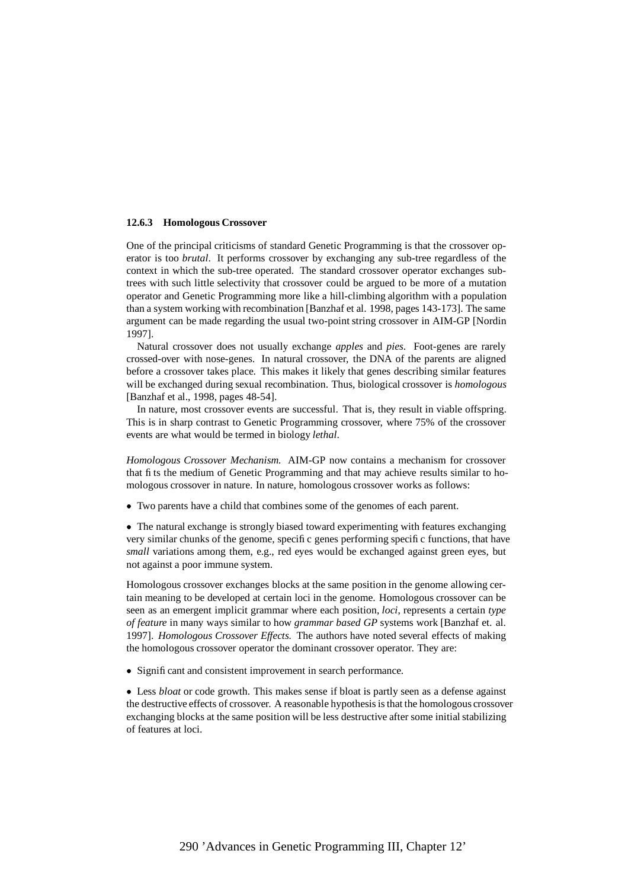### 12.6.3 Homologous Crossover

One of the principal criticisms of standard Genetic Programming is that the crossover operator is too *brutal*. It performs crossover by exchanging any sub-tree regardless of the context in which the sub-tree operated. The standard crossover operator exchanges sub-trees with such little selectivity that crossover could be argued to be more of a mutation operator and Genetic Programming more like a hill-climbing algorithm with a population than a system working with recombination [Banzhaf et al. 1998, pages 143-173]. The same argument can be made regarding the usual two-point string crossover in AIM-GP [Nordin 1997].

Natural crossover does not usually exchange *apples* and *pies*. Foot-genes are rarely crossed-over with nose-genes. In natural crossover, the DNA of the parents are aligned before a crossover takes place. This makes it likely that genes describing similar features will be exchanged during sexual recombination. Thus, biological crossover is *homologous* [Banzhaf et al., 1998, pages 48-54].

In nature, most crossover events are successful. That is, they result in viable offspring. This is in sharp contrast to Genetic Programming crossover, where 75% of the crossover events are what would be termed in biology *lethal*.

*Homologous Crossover Mechanism.* AIM-GP now contains a mechanism for crossover that fits the medium of Genetic Programming and that may achieve results similar to homologous crossover in nature. In nature, homologous crossover works as follows:

- Two parents have a child that combines some of the genomes of each parent.

- The natural exchange is strongly biased toward experimenting with features exchanging very similar chunks of the genome, specific genes performing specific functions, that have *small* variations among them, e.g., red eyes would be exchanged against green eyes, but not against a poor immune system.

Homologous crossover exchanges blocks at the same position in the genome allowing certain meaning to be developed at certain loci in the genome. Homologous crossover can be seen as an emergent implicit grammar where each position, *loci*, represents a certain *type of feature* in many ways similar to how *grammar based GP* systems work [Banzhaf et. al. 1997]. *Homologous Crossover Effects.* The authors have noted several effects of making the homologous crossover operator the dominant crossover operator. They are:

- Significant and consistent improvement in search performance.

- Less *bloat* or code growth. This makes sense if bloat is partly seen as a defense against the destructive effects of crossover. A reasonable hypothesis is that the homologous crossover exchanging blocks at the same position will be less destructive after some initial stabilizing of features at loci.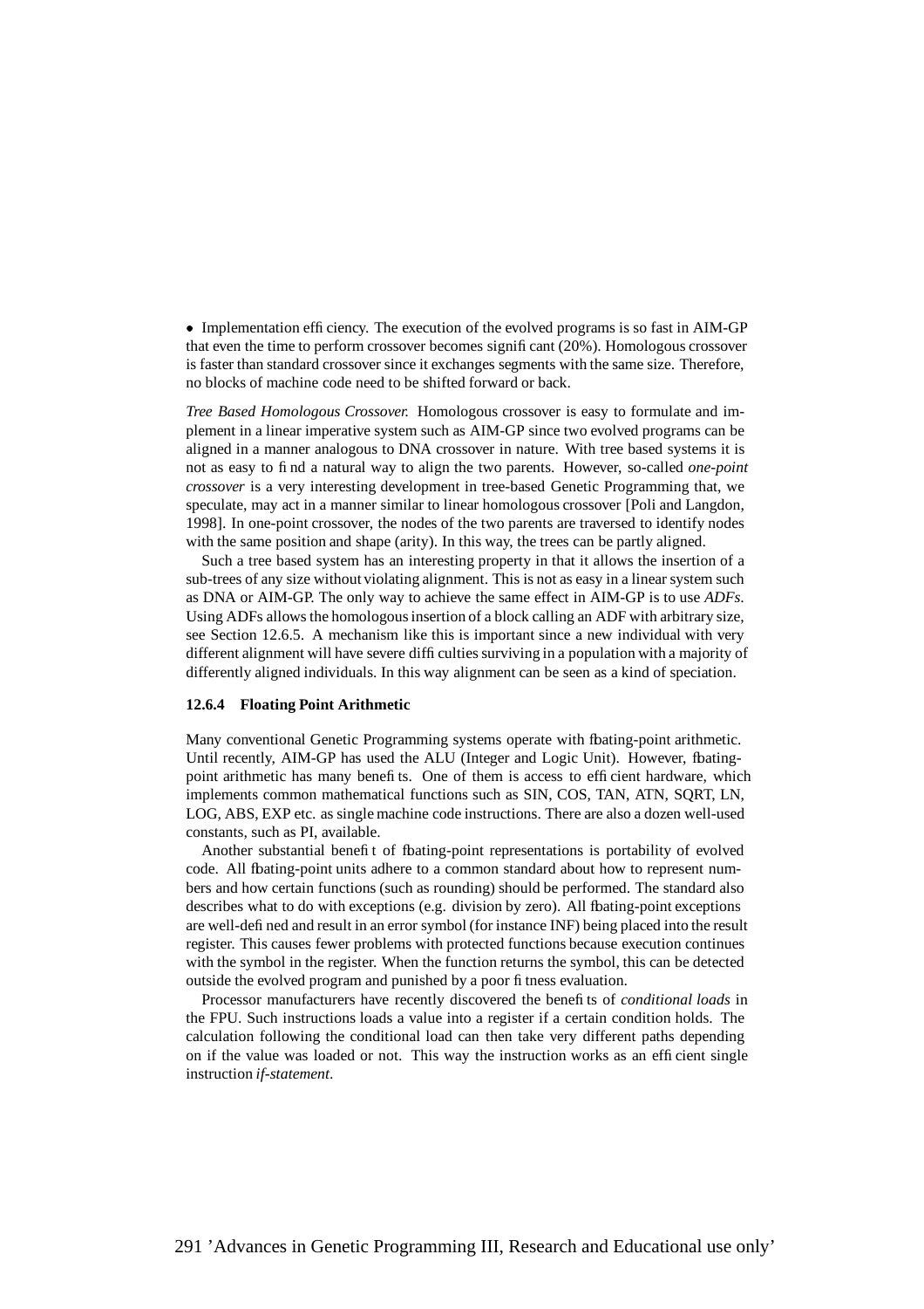• Implementation efficiency. The execution of the evolved programs is so fast in AIM-GP that even the time to perform crossover becomes significant (20%). Homologous crossover is faster than standard crossover since it exchanges segments with the same size. Therefore, no blocks of machine code need to be shifted forward or back.

*Tree Based Homologous Crossover.* Homologous crossover is easy to formulate and implement in a linear imperative system such as AIM-GP since two evolved programs can be aligned in a manner analogous to DNA crossover in nature. With tree based systems it is not as easy to find a natural way to align the two parents. However, so-called *one-point crossover* is a very interesting development in tree-based Genetic Programming that, we speculate, may act in a manner similar to linear homologous crossover [Poli and Langdon, 1998]. In one-point crossover, the nodes of the two parents are traversed to identify nodes with the same position and shape (arity). In this way, the trees can be partly aligned.

Such a tree based system has an interesting property in that it allows the insertion of a sub-trees of any size without violating alignment. This is not as easy in a linear system such as DNA or AIM-GP. The only way to achieve the same effect in AIM-GP is to use *ADFs*. Using ADFs allows the homologous insertion of a block calling an ADF with arbitrary size, see Section 12.6.5. A mechanism like this is important since a new individual with very different alignment will have severe difficulties surviving in a population with a majority of differently aligned individuals. In this way alignment can be seen as a kind of speciation.

### 12.6.4 Floating Point Arithmetic

Many conventional Genetic Programming systems operate with floating-point arithmetic. Until recently, AIM-GP has used the ALU (Integer and Logic Unit). However, floating-point arithmetic has many benefits. One of them is access to efficient hardware, which implements common mathematical functions such as SIN, COS, TAN, ATN, SQRT, LN, LOG, ABS, EXP etc. as single machine code instructions. There are also a dozen well-used constants, such as PI, available.

Another substantial benefit of floating-point representations is portability of evolved code. All floating-point units adhere to a common standard about how to represent numbers and how certain functions (such as rounding) should be performed. The standard also describes what to do with exceptions (e.g. division by zero). All floating-point exceptions are well-defined and result in an error symbol (for instance INF) being placed into the result register. This causes fewer problems with protected functions because execution continues with the symbol in the register. When the function returns the symbol, this can be detected outside the evolved program and punished by a poor fitness evaluation.

Processor manufacturers have recently discovered the benefits of *conditional loads* in the FPU. Such instructions loads a value into a register if a certain condition holds. The calculation following the conditional load can then take very different paths depending on if the value was loaded or not. This way the instruction works as an efficient single instruction *if-statement*.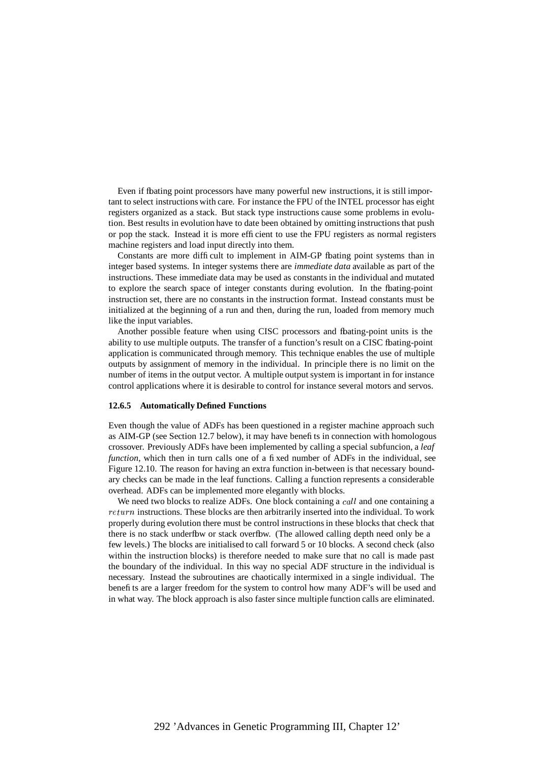Even if floating point processors have many powerful new instructions, it is still important to select instructions with care. For instance the FPU of the INTEL processor has eight registers organized as a stack. But stack type instructions cause some problems in evolution. Best results in evolution have to date been obtained by omitting instructions that push or pop the stack. Instead it is more efficient to use the FPU registers as normal registers machine registers and load input directly into them.

Constants are more difficult to implement in AIM-GP floating point systems than in integer based systems. In integer systems there are *immediate data* available as part of the instructions. These immediate data may be used as constants in the individual and mutated to explore the search space of integer constants during evolution. In the floating-point instruction set, there are no constants in the instruction format. Instead constants must be initialized at the beginning of a run and then, during the run, loaded from memory much like the input variables.

Another possible feature when using CISC processors and floating-point units is the ability to use multiple outputs. The transfer of a function's result on a CISC floating-point application is communicated through memory. This technique enables the use of multiple outputs by assignment of memory in the individual. In principle there is no limit on the number of items in the output vector. A multiple output system is important in for instance control applications where it is desirable to control for instance several motors and servos.

### 12.6.5 Automatically Defined Functions

Even though the value of ADFs has been questioned in a register machine approach such as AIM-GP (see Section 12.7 below), it may have benefits in connection with homologous crossover. Previously ADFs have been implemented by calling a special subfuncion, a *leaf function*, which then in turn calls one of a fixed number of ADFs in the individual, see Figure 12.10. The reason for having an extra function in-between is that necessary boundary checks can be made in the leaf functions. Calling a function represents a considerable overhead. ADFs can be implemented more elegantly with blocks.

We need two blocks to realize ADFs. One block containing a $call$ and one containing a $return$ instructions. These blocks are then arbitrarily inserted into the individual. To work properly during evolution there must be control instructions in these blocks that check that there is no stack underflow or stack overflow. (The allowed calling depth need only be a few levels.) The blocks are initialised to call forward 5 or 10 blocks. A second check (also within the instruction blocks) is therefore needed to make sure that no call is made past the boundary of the individual. In this way no special ADF structure in the individual is necessary. Instead the subroutines are chaotically intermixed in a single individual. The benefits are a larger freedom for the system to control how many ADF's will be used and in what way. The block approach is also faster since multiple function calls are eliminated.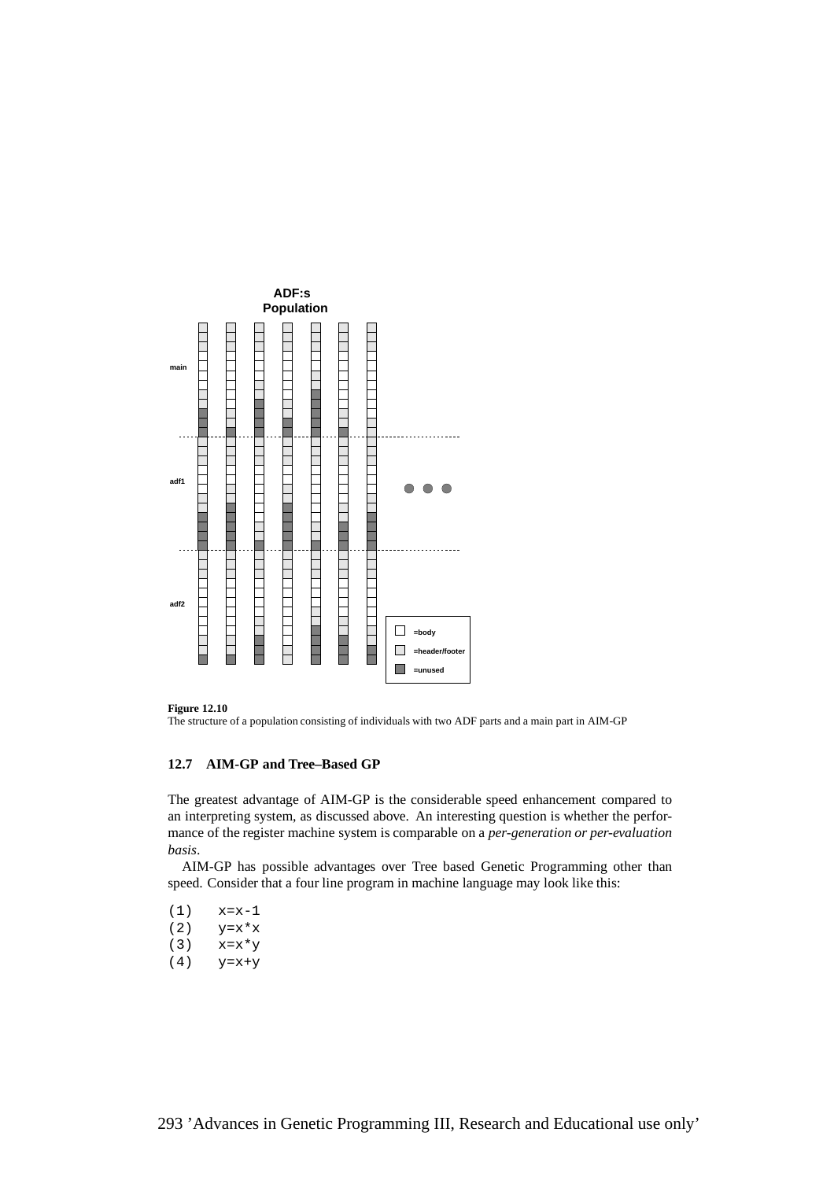**Figure 12.10**
The structure of a population consisting of individuals with two ADF parts and a main part in AIM-GP

### 12.7 AIM-GP and Tree–Based GP

The greatest advantage of AIM-GP is the considerable speed enhancement compared to an interpreting system, as discussed above. An interesting question is whether the performance of the register machine system is comparable on a *per-generation or per-evaluation basis*.

AIM-GP has possible advantages over Tree based Genetic Programming other than speed. Consider that a four line program in machine language may look like this:

```
(1)   x=x-1
(2)   y=x*x
(3)   x=x*y
(4)   y=x+y
```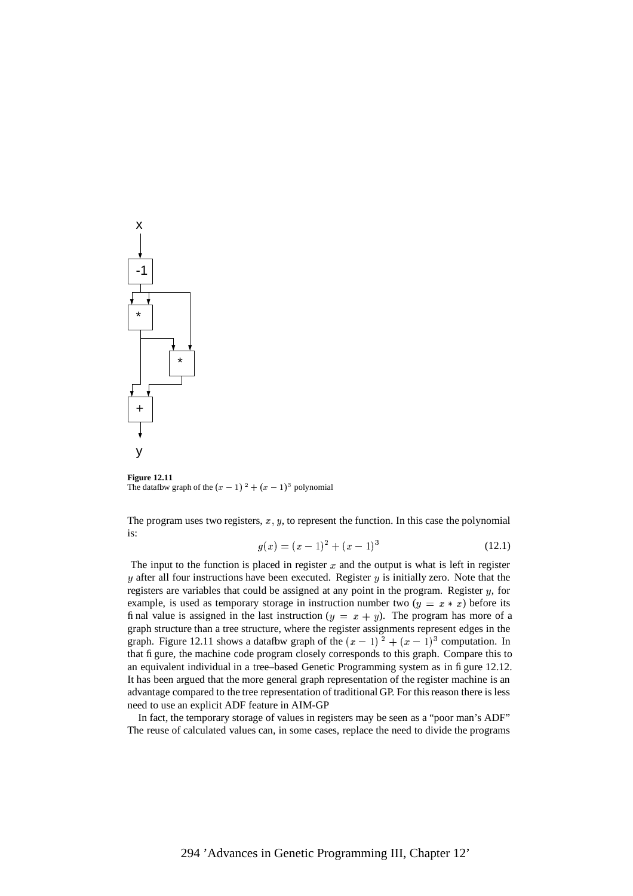**Figure 12.11**
The dataflow graph of the $(x - 1)^2 + (x - 1)^3$ polynomial

The program uses two registers, $x$, $y$, to represent the function. In this case the polynomial is:

$$g(x) = (x - 1)^2 + (x - 1)^3 \tag{12.1}$$

The input to the function is placed in register $x$ and the output is what is left in register $y$ after all four instructions have been executed. Register $y$ is initially zero. Note that the registers are variables that could be assigned at any point in the program. Register $y$, for example, is used as temporary storage in instruction number two ($y = x * x$) before its final value is assigned in the last instruction ($y = x + y$). The program has more of a graph structure than a tree structure, where the register assignments represent edges in the graph. Figure 12.11 shows a dataflow graph of the $(x - 1)^2 + (x - 1)^3$ computation. In that figure, the machine code program closely corresponds to this graph. Compare this to an equivalent individual in a tree–based Genetic Programming system as in figure 12.12. It has been argued that the more general graph representation of the register machine is an advantage compared to the tree representation of traditional GP. For this reason there is less need to use an explicit ADF feature in AIM-GP

In fact, the temporary storage of values in registers may be seen as a "poor man's ADF" The reuse of calculated values can, in some cases, replace the need to divide the programs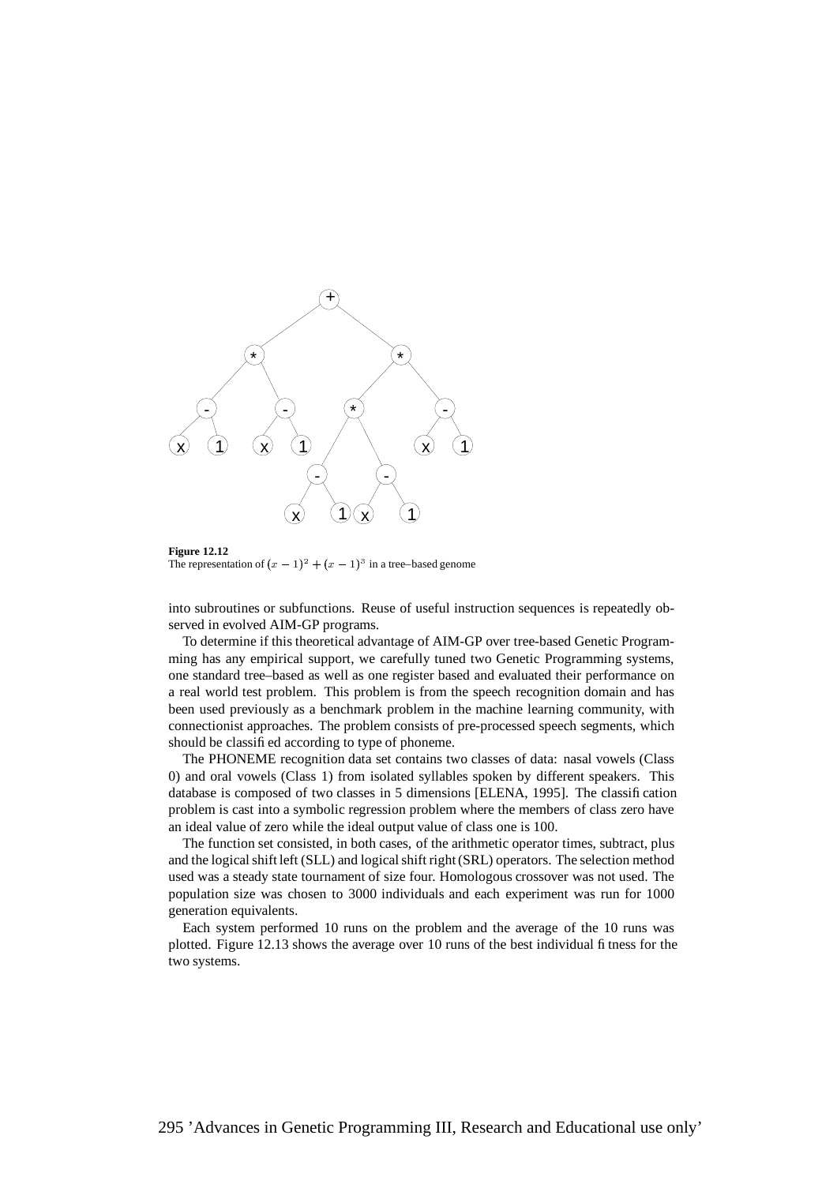**Figure 12.12**
The representation of $(x-1)^2 + (x-1)^3$ in a tree–based genome

into subroutines or subfunctions. Reuse of useful instruction sequences is repeatedly observed in evolved AIM-GP programs.

To determine if this theoretical advantage of AIM-GP over tree-based Genetic Programming has any empirical support, we carefully tuned two Genetic Programming systems, one standard tree–based as well as one register based and evaluated their performance on a real world test problem. This problem is from the speech recognition domain and has been used previously as a benchmark problem in the machine learning community, with connectionist approaches. The problem consists of pre-processed speech segments, which should be classified according to type of phoneme.

The PHONEME recognition data set contains two classes of data: nasal vowels (Class 0) and oral vowels (Class 1) from isolated syllables spoken by different speakers. This database is composed of two classes in 5 dimensions [ELENA, 1995]. The classification problem is cast into a symbolic regression problem where the members of class zero have an ideal value of zero while the ideal output value of class one is 100.

The function set consisted, in both cases, of the arithmetic operator times, subtract, plus and the logical shift left (SLL) and logical shift right (SRL) operators. The selection method used was a steady state tournament of size four. Homologous crossover was not used. The population size was chosen to 3000 individuals and each experiment was run for 1000 generation equivalents.

Each system performed 10 runs on the problem and the average of the 10 runs was plotted. Figure 12.13 shows the average over 10 runs of the best individual fitness for the two systems.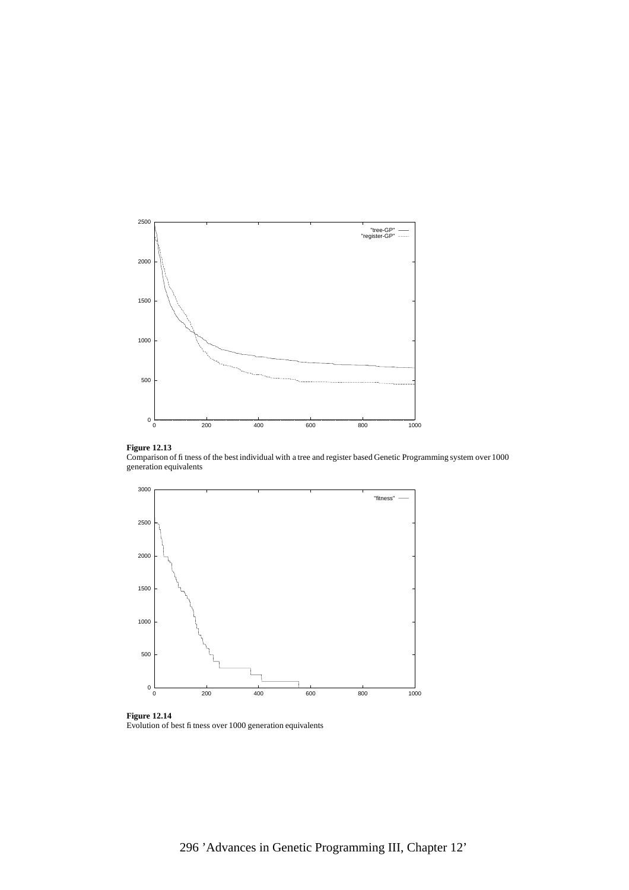**Figure 12.13**
Comparison of fitness of the best individual with a tree and register based Genetic Programming system over 1000 generation equivalents

**Figure 12.14**
Evolution of best fitness over 1000 generation equivalents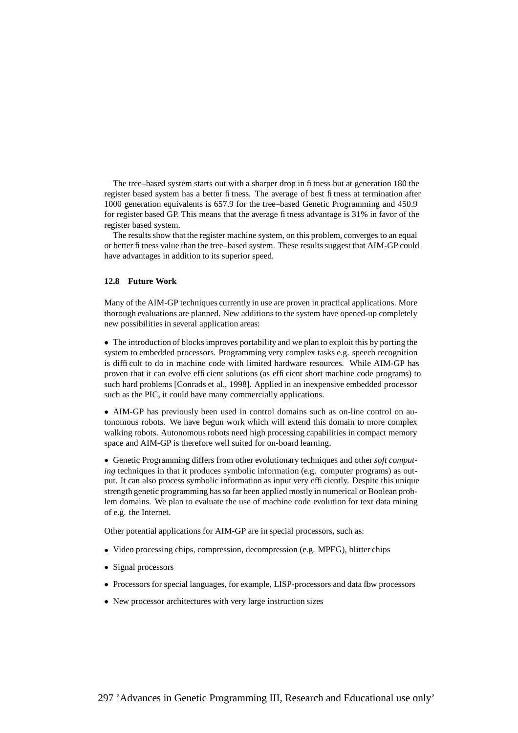The tree–based system starts out with a sharper drop in fitness but at generation 180 the register based system has a better fitness. The average of best fitness at termination after 1000 generation equivalents is 657.9 for the tree–based Genetic Programming and 450.9 for register based GP. This means that the average fitness advantage is 31% in favor of the register based system.

The results show that the register machine system, on this problem, converges to an equal or better fitness value than the tree–based system. These results suggest that AIM-GP could have advantages in addition to its superior speed.

### 12.8 Future Work

Many of the AIM-GP techniques currently in use are proven in practical applications. More thorough evaluations are planned. New additions to the system have opened-up completely new possibilities in several application areas:

- The introduction of blocks improves portability and we plan to exploit this by porting the system to embedded processors. Programming very complex tasks e.g. speech recognition is difficult to do in machine code with limited hardware resources. While AIM-GP has proven that it can evolve efficient solutions (as efficient short machine code programs) to such hard problems [Conrads et al., 1998]. Applied in an inexpensive embedded processor such as the PIC, it could have many commercially applications.

- AIM-GP has previously been used in control domains such as on-line control on autonomous robots. We have begun work which will extend this domain to more complex walking robots. Autonomous robots need high processing capabilities in compact memory space and AIM-GP is therefore well suited for on-board learning.

- Genetic Programming differs from other evolutionary techniques and other *soft computing* techniques in that it produces symbolic information (e.g. computer programs) as output. It can also process symbolic information as input very efficiently. Despite this unique strength genetic programming has so far been applied mostly in numerical or Boolean problem domains. We plan to evaluate the use of machine code evolution for text data mining of e.g. the Internet.

Other potential applications for AIM-GP are in special processors, such as:

- Video processing chips, compression, decompression (e.g. MPEG), blitter chips
- Signal processors
- Processors for special languages, for example, LISP-processors and data flow processors
- New processor architectures with very large instruction sizes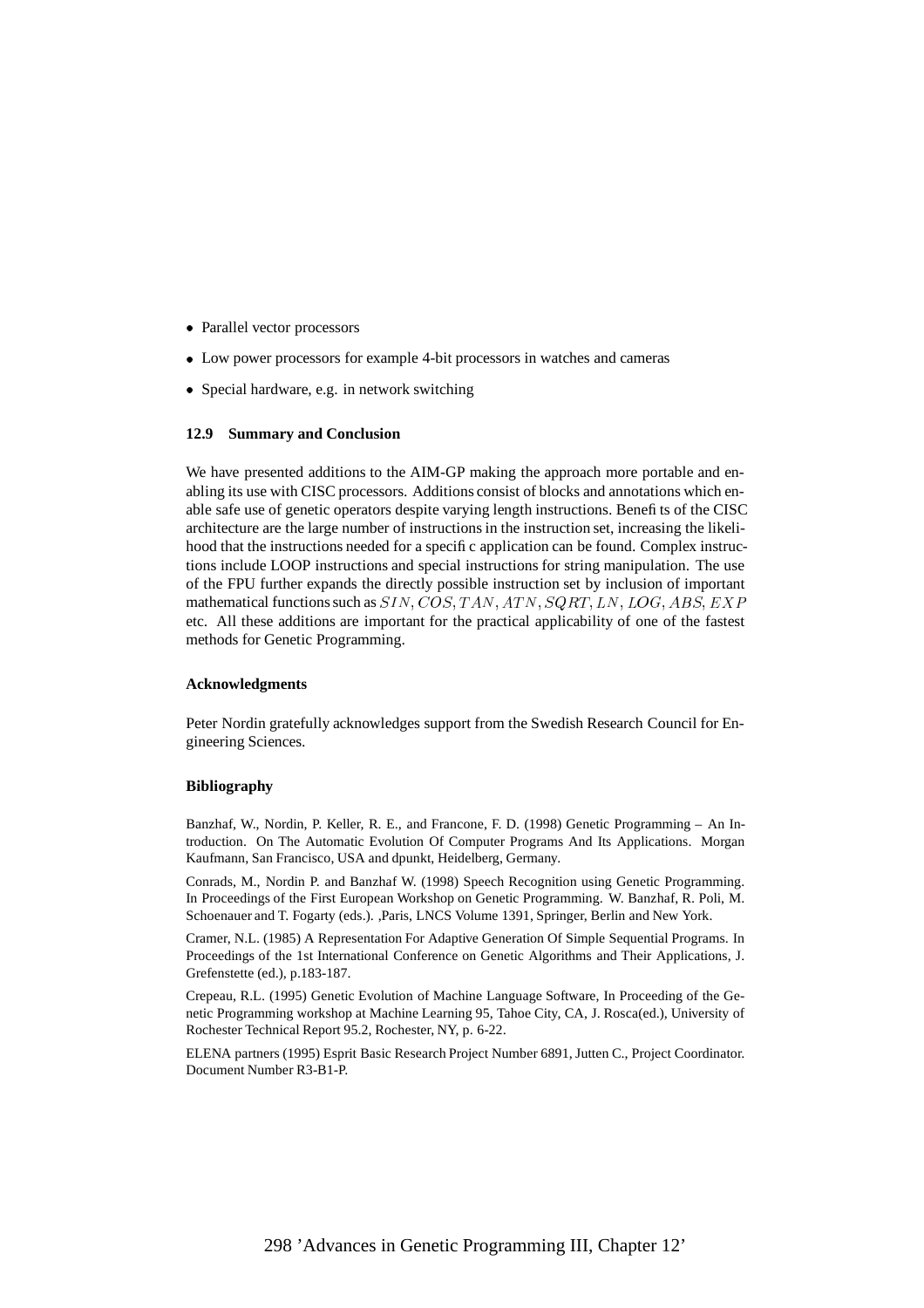- Parallel vector processors
- Low power processors for example 4-bit processors in watches and cameras
- Special hardware, e.g. in network switching

### 12.9 Summary and Conclusion

We have presented additions to the AIM-GP making the approach more portable and enabling its use with CISC processors. Additions consist of blocks and annotations which enable safe use of genetic operators despite varying length instructions. Benefits of the CISC architecture are the large number of instructions in the instruction set, increasing the likelihood that the instructions needed for a specific application can be found. Complex instructions include LOOP instructions and special instructions for string manipulation. The use of the FPU further expands the directly possible instruction set by inclusion of important mathematical functions such as $SIN$, $COS$, $TAN$, $ATN$, $SQRT$, $LN$, $LOG$, $ABS$, $EXP$ etc. All these additions are important for the practical applicability of one of the fastest methods for Genetic Programming.

#### Acknowledgments

Peter Nordin gratefully acknowledges support from the Swedish Research Council for Engineering Sciences.

#### Bibliography

Banzhaf, W., Nordin, P. Keller, R. E., and Francone, F. D. (1998) Genetic Programming – An Introduction. On The Automatic Evolution Of Computer Programs And Its Applications. Morgan Kaufmann, San Francisco, USA and dpunkt, Heidelberg, Germany.

Conrads, M., Nordin P. and Banzhaf W. (1998) Speech Recognition using Genetic Programming. In Proceedings of the First European Workshop on Genetic Programming. W. Banzhaf, R. Poli, M. Schoenauer and T. Fogarty (eds.). ,Paris, LNCS Volume 1391, Springer, Berlin and New York.

Cramer, N.L. (1985) A Representation For Adaptive Generation Of Simple Sequential Programs. In Proceedings of the 1st International Conference on Genetic Algorithms and Their Applications, J. Grefenstette (ed.), p.183-187.

Crepeau, R.L. (1995) Genetic Evolution of Machine Language Software, In Proceeding of the Genetic Programming workshop at Machine Learning 95, Tahoe City, CA, J. Rosca(ed.), University of Rochester Technical Report 95.2, Rochester, NY, p. 6-22.

ELENA partners (1995) Esprit Basic Research Project Number 6891, Jutten C., Project Coordinator. Document Number R3-B1-P.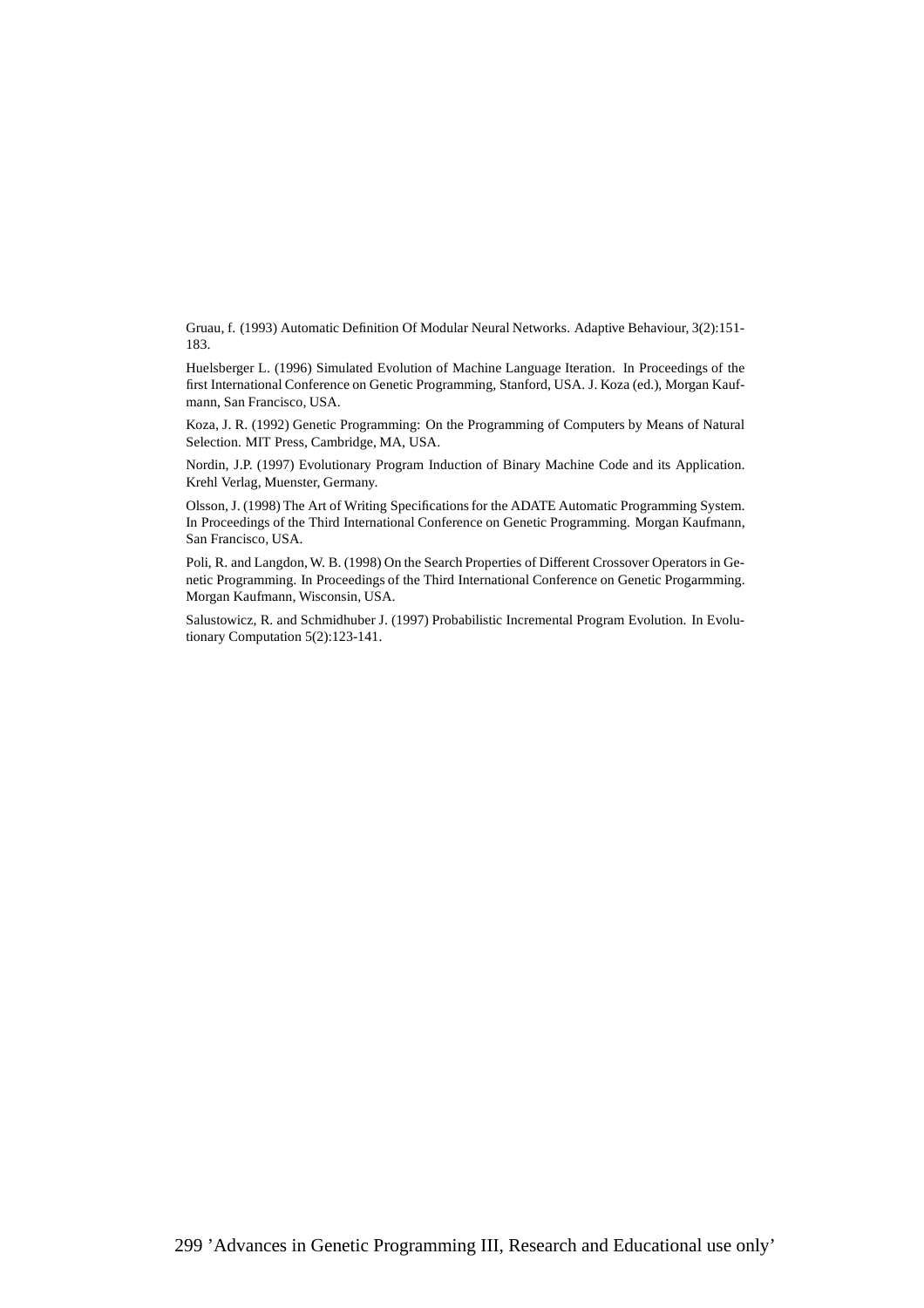Gruau, f. (1993) Automatic Definition Of Modular Neural Networks. Adaptive Behaviour, 3(2):151-183.

Huelsberger L. (1996) Simulated Evolution of Machine Language Iteration. In Proceedings of the first International Conference on Genetic Programming, Stanford, USA. J. Koza (ed.), Morgan Kaufmann, San Francisco, USA.

Koza, J. R. (1992) Genetic Programming: On the Programming of Computers by Means of Natural Selection. MIT Press, Cambridge, MA, USA.

Nordin, J.P. (1997) Evolutionary Program Induction of Binary Machine Code and its Application. Krehl Verlag, Muenster, Germany.

Olsson, J. (1998) The Art of Writing Specifications for the ADATE Automatic Programming System. In Proceedings of the Third International Conference on Genetic Programming. Morgan Kaufmann, San Francisco, USA.

Poli, R. and Langdon, W. B. (1998) On the Search Properties of Different Crossover Operators in Genetic Programming. In Proceedings of the Third International Conference on Genetic Progarmming. Morgan Kaufmann, Wisconsin, USA.

Salustowicz, R. and Schmidhuber J. (1997) Probabilistic Incremental Program Evolution. In Evolutionary Computation 5(2):123-141.